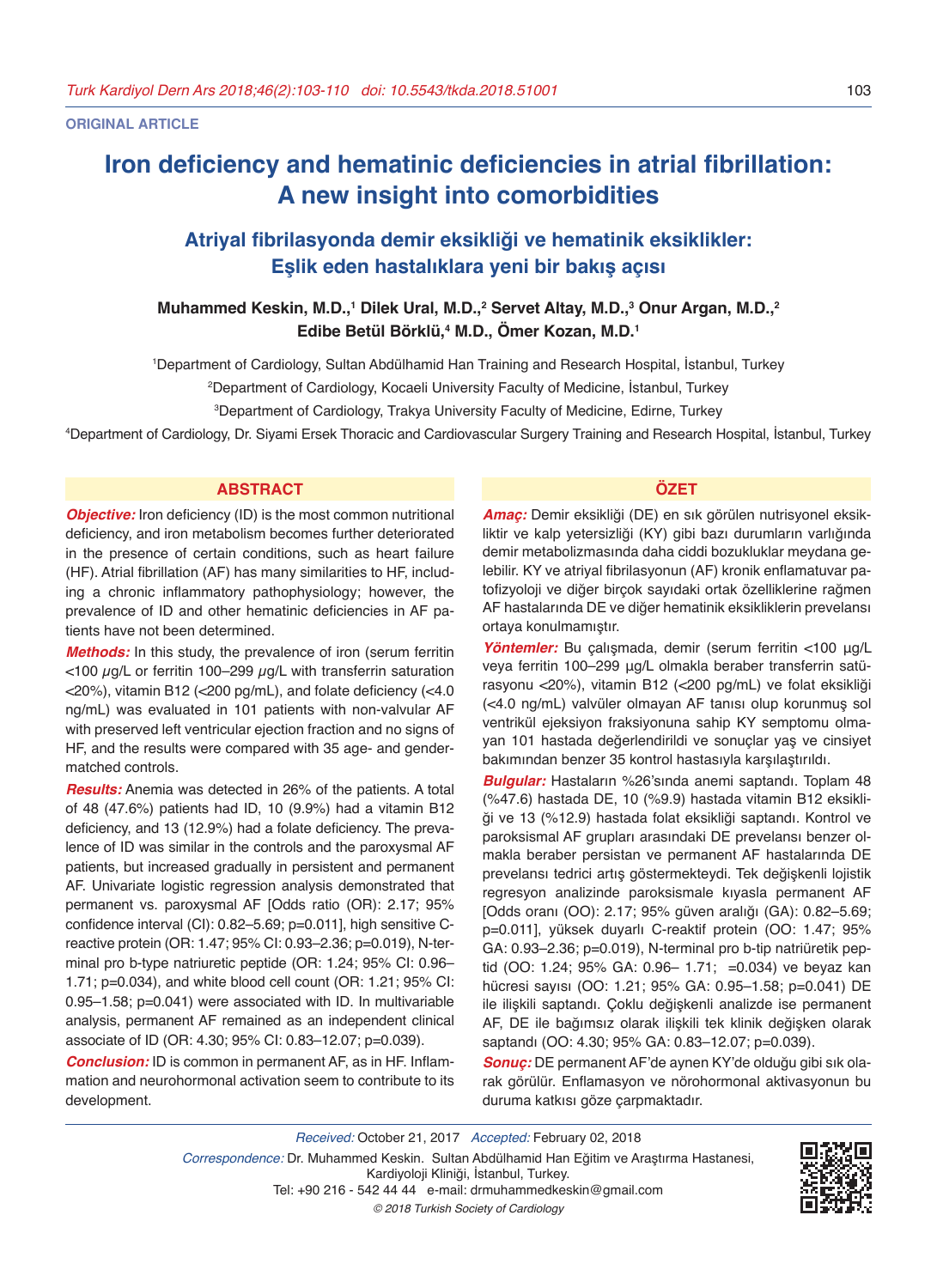ORIGINAL ARTICLE

# Iron deficiency and hematinic deficiencies in atrial fibrillation: A new insight into comorbidities

## Atriyal fibrilasyonda demir eksikliği ve hematinik eksiklikler: Eşlik eden hastalıklara yeni bir bakış açısı

**Muhammed Keskin, M.D.,[1] Dilek Ural, M.D.,[2] Servet Altay, M.D.,[3] Onur Argan, M.D.,[2] Edibe Betül Börklü,[4] M.D., Ömer Kozan, M.D.[1]**

[1]Department of Cardiology, Sultan Abdülhamid Han Training and Research Hospital, İstanbul, Turkey

[2]Department of Cardiology, Kocaeli University Faculty of Medicine, İstanbul, Turkey

[3]Department of Cardiology, Trakya University Faculty of Medicine, Edirne, Turkey

[4]Department of Cardiology, Dr. Siyami Ersek Thoracic and Cardiovascular Surgery Training and Research Hospital, İstanbul, Turkey

### ABSTRACT

***Objective:*** Iron deficiency (ID) is the most common nutritional deficiency, and iron metabolism becomes further deteriorated in the presence of certain conditions, such as heart failure (HF). Atrial fibrillation (AF) has many similarities to HF, including a chronic inflammatory pathophysiology; however, the prevalence of ID and other hematinic deficiencies in AF patients have not been determined.

***Methods:*** In this study, the prevalence of iron (serum ferritin <100 $\mu$g/L or ferritin 100–299 $\mu$g/L with transferrin saturation <20%), vitamin B12 (<200 pg/mL), and folate deficiency (<4.0 ng/mL) was evaluated in 101 patients with non-valvular AF with preserved left ventricular ejection fraction and no signs of HF, and the results were compared with 35 age- and gender-matched controls.

***Results:*** Anemia was detected in 26% of the patients. A total of 48 (47.6%) patients had ID, 10 (9.9%) had a vitamin B12 deficiency, and 13 (12.9%) had a folate deficiency. The prevalence of ID was similar in the controls and the paroxysmal AF patients, but increased gradually in persistent and permanent AF. Univariate logistic regression analysis demonstrated that permanent vs. paroxysmal AF [Odds ratio (OR): 2.17; 95% confidence interval (CI): 0.82–5.69; p=0.011], high sensitive C-reactive protein (OR: 1.47; 95% CI: 0.93–2.36; p=0.019), N-terminal pro b-type natriuretic peptide (OR: 1.24; 95% CI: 0.96–1.71; p=0.034), and white blood cell count (OR: 1.21; 95% CI: 0.95–1.58; p=0.041) were associated with ID. In multivariable analysis, permanent AF remained as an independent clinical associate of ID (OR: 4.30; 95% CI: 0.83–12.07; p=0.039).

***Conclusion:*** ID is common in permanent AF, as in HF. Inflammation and neurohormonal activation seem to contribute to its development.

### ÖZET

***Amaç:*** Demir eksikliği (DE) en sık görülen nutrisyonel eksikliktir ve kalp yetersizliği (KY) gibi bazı durumların varlığında demir metabolizmasında daha ciddi bozukluklar meydana gelebilir. KY ve atriyal fibrilasyonun (AF) kronik enflamatuvar patofizyoloji ve diğer birçok sayıdaki ortak özelliklerine rağmen AF hastalarında DE ve diğer hematinik eksikliklerin prevelansı ortaya konulmamıştır.

***Yöntemler:*** Bu çalışmada, demir (serum ferritin <100 µg/L veya ferritin 100–299 µg/L olmakla beraber transferrin satürasyonu <20%), vitamin B12 (<200 pg/mL) ve folat eksikliği (<4.0 ng/mL) valvüler olmayan AF tanısı olup korunmuş sol ventrikül ejeksiyon fraksiyonuna sahip KY semptomu olmayan 101 hastada değerlendirildi ve sonuçlar yaş ve cinsiyet bakımından benzer 35 kontrol hastasıyla karşılaştırıldı.

***Bulgular:*** Hastaların %26'sında anemi saptandı. Toplam 48 (%47.6) hastada DE, 10 (%9.9) hastada vitamin B12 eksikliği ve 13 (%12.9) hastada folat eksikliği saptandı. Kontrol ve paroksismal AF grupları arasındaki DE prevelansı benzer olmakla beraber persistan ve permanent AF hastalarında DE prevelansı tedrici artış göstermekteydi. Tek değişkenli lojistik regresyon analizinde paroksismale kıyasla permanent AF [Odds oranı (OO): 2.17; 95% güven aralığı (GA): 0.82–5.69; p=0.011], yüksek duyarlı C-reaktif protein (OO: 1.47; 95% GA: 0.93–2.36; p=0.019), N-terminal pro b-tip natriüretik peptid (OO: 1.24; 95% GA: 0.96– 1.71; =0.034) ve beyaz kan hücresi sayısı (OO: 1.21; 95% GA: 0.95–1.58; p=0.041) DE ile ilişkili saptandı. Çoklu değişkenli analizde ise permanent AF, DE ile bağımsız olarak ilişkili tek klinik değişken olarak saptandı (OO: 4.30; 95% GA: 0.83–12.07; p=0.039).

***Sonuç:*** DE permanent AF'de aynen KY'de olduğu gibi sık olarak görülür. Enflamasyon ve nörohormonal aktivasyonun bu duruma katkısı göze çarpmaktadır.

*Received:* October 21, 2017 *Accepted:* February 02, 2018

*Correspondence:* Dr. Muhammed Keskin. Sultan Abdülhamid Han Eğitim ve Araştırma Hastanesi, Kardiyoloji Kliniği, İstanbul, Turkey.
Tel: +90 216 - 542 44 44 e-mail: drmuhammedkeskin@gmail.com

*© 2018 Turkish Society of Cardiology*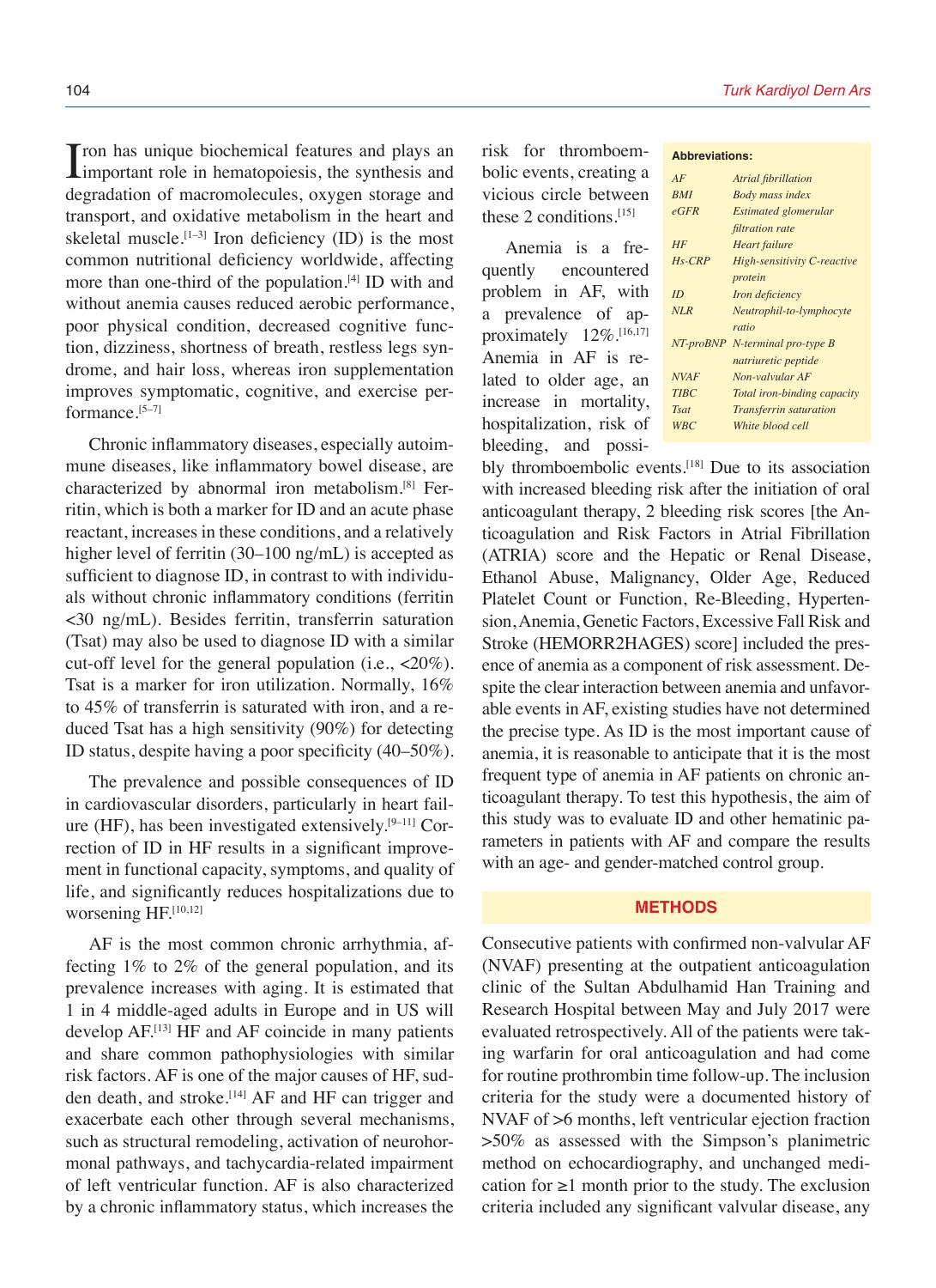Iron has unique biochemical features and plays an important role in hematopoiesis, the synthesis and degradation of macromolecules, oxygen storage and transport, and oxidative metabolism in the heart and skeletal muscle.[1–3] Iron deficiency (ID) is the most common nutritional deficiency worldwide, affecting more than one-third of the population.[4] ID with and without anemia causes reduced aerobic performance, poor physical condition, decreased cognitive function, dizziness, shortness of breath, restless legs syndrome, and hair loss, whereas iron supplementation improves symptomatic, cognitive, and exercise performance.[5–7]

Chronic inflammatory diseases, especially autoimmune diseases, like inflammatory bowel disease, are characterized by abnormal iron metabolism.[8] Ferritin, which is both a marker for ID and an acute phase reactant, increases in these conditions, and a relatively higher level of ferritin (30–100 ng/mL) is accepted as sufficient to diagnose ID, in contrast to with individuals without chronic inflammatory conditions (ferritin <30 ng/mL). Besides ferritin, transferrin saturation (Tsat) may also be used to diagnose ID with a similar cut-off level for the general population (i.e., <20%). Tsat is a marker for iron utilization. Normally, 16% to 45% of transferrin is saturated with iron, and a reduced Tsat has a high sensitivity (90%) for detecting ID status, despite having a poor specificity (40–50%).

The prevalence and possible consequences of ID in cardiovascular disorders, particularly in heart failure (HF), has been investigated extensively.[9–11] Correction of ID in HF results in a significant improvement in functional capacity, symptoms, and quality of life, and significantly reduces hospitalizations due to worsening HF.[10,12]

AF is the most common chronic arrhythmia, affecting 1% to 2% of the general population, and its prevalence increases with aging. It is estimated that 1 in 4 middle-aged adults in Europe and in US will develop AF.[13] HF and AF coincide in many patients and share common pathophysiologies with similar risk factors. AF is one of the major causes of HF, sudden death, and stroke.[14] AF and HF can trigger and exacerbate each other through several mechanisms, such as structural remodeling, activation of neurohormonal pathways, and tachycardia-related impairment of left ventricular function. AF is also characterized by a chronic inflammatory status, which increases the risk for thromboembolic events, creating a vicious circle between these 2 conditions.[15]

**Abbreviations:**

| | |
|---|---|
| *AF* | *Atrial fibrillation* |
| *BMI* | *Body mass index* |
| *eGFR* | *Estimated glomerular filtration rate* |
| *HF* | *Heart failure* |
| *Hs-CRP* | *High-sensitivity C-reactive protein* |
| *ID* | *Iron deficiency* |
| *NLR* | *Neutriophil-to-lymphocyte ratio* |
| *NT-proBNP* | *N-terminal pro-type B natriuretic peptide* |
| *NVAF* | *Non-valvular AF* |
| *TIBC* | *Total iron-binding capacity* |
| *Tsat* | *Transferrin saturation* |
| *WBC* | *White blood cell* |

Anemia is a frequently encountered problem in AF, with a prevalence of approximately 12%.[16,17] Anemia in AF is related to older age, an increase in mortality, hospitalization, risk of bleeding, and possibly thromboembolic events.[18] Due to its association with increased bleeding risk after the initiation of oral anticoagulant therapy, 2 bleeding risk scores [the Anticoagulation and Risk Factors in Atrial Fibrillation (ATRIA) score and the Hepatic or Renal Disease, Ethanol Abuse, Malignancy, Older Age, Reduced Platelet Count or Function, Re-Bleeding, Hypertension, Anemia, Genetic Factors, Excessive Fall Risk and Stroke (HEMORR2HAGES) score] included the presence of anemia as a component of risk assessment. Despite the clear interaction between anemia and unfavorable events in AF, existing studies have not determined the precise type. As ID is the most important cause of anemia, it is reasonable to anticipate that it is the most frequent type of anemia in AF patients on chronic anticoagulant therapy. To test this hypothesis, the aim of this study was to evaluate ID and other hematinic parameters in patients with AF and compare the results with an age- and gender-matched control group.

## METHODS

Consecutive patients with confirmed non-valvular AF (NVAF) presenting at the outpatient anticoagulation clinic of the Sultan Abdulhamid Han Training and Research Hospital between May and July 2017 were evaluated retrospectively. All of the patients were taking warfarin for oral anticoagulation and had come for routine prothrombin time follow-up. The inclusion criteria for the study were a documented history of NVAF of >6 months, left ventricular ejection fraction >50% as assessed with the Simpson's planimetric method on echocardiography, and unchanged medication for ≥1 month prior to the study. The exclusion criteria included any significant valvular disease, any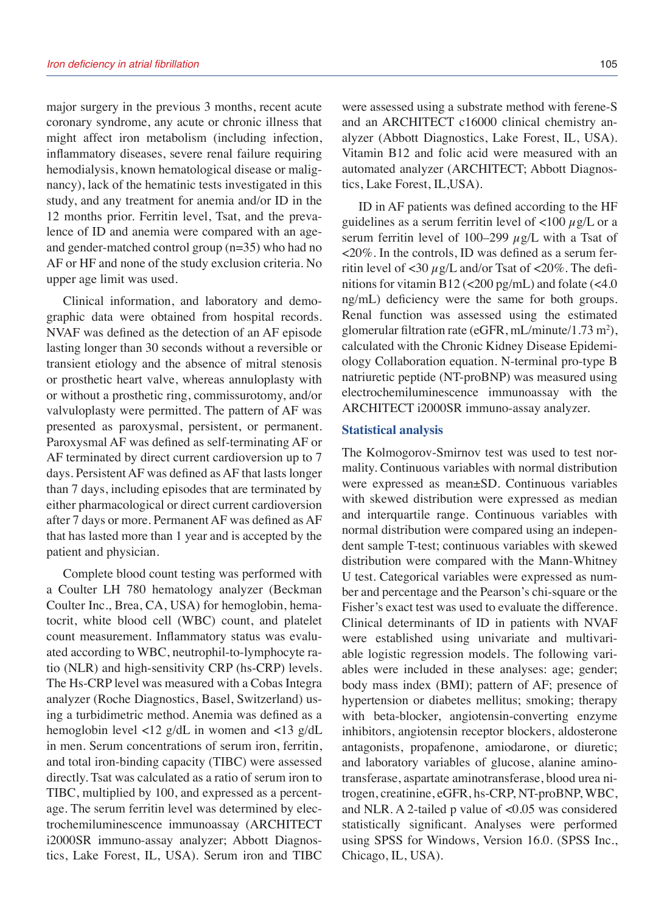major surgery in the previous 3 months, recent acute coronary syndrome, any acute or chronic illness that might affect iron metabolism (including infection, inflammatory diseases, severe renal failure requiring hemodialysis, known hematological disease or malignancy), lack of the hematinic tests investigated in this study, and any treatment for anemia and/or ID in the 12 months prior. Ferritin level, Tsat, and the prevalence of ID and anemia were compared with an age- and gender-matched control group (n=35) who had no AF or HF and none of the study exclusion criteria. No upper age limit was used.

Clinical information, and laboratory and demographic data were obtained from hospital records. NVAF was defined as the detection of an AF episode lasting longer than 30 seconds without a reversible or transient etiology and the absence of mitral stenosis or prosthetic heart valve, whereas annuloplasty with or without a prosthetic ring, commissurotomy, and/or valvuloplasty were permitted. The pattern of AF was presented as paroxysmal, persistent, or permanent. Paroxysmal AF was defined as self-terminating AF or AF terminated by direct current cardioversion up to 7 days. Persistent AF was defined as AF that lasts longer than 7 days, including episodes that are terminated by either pharmacological or direct current cardioversion after 7 days or more. Permanent AF was defined as AF that has lasted more than 1 year and is accepted by the patient and physician.

Complete blood count testing was performed with a Coulter LH 780 hematology analyzer (Beckman Coulter Inc., Brea, CA, USA) for hemoglobin, hematocrit, white blood cell (WBC) count, and platelet count measurement. Inflammatory status was evaluated according to WBC, neutrophil-to-lymphocyte ratio (NLR) and high-sensitivity CRP (hs-CRP) levels. The Hs-CRP level was measured with a Cobas Integra analyzer (Roche Diagnostics, Basel, Switzerland) using a turbidimetric method. Anemia was defined as a hemoglobin level <12 g/dL in women and <13 g/dL in men. Serum concentrations of serum iron, ferritin, and total iron-binding capacity (TIBC) were assessed directly. Tsat was calculated as a ratio of serum iron to TIBC, multiplied by 100, and expressed as a percentage. The serum ferritin level was determined by electrochemiluminescence immunoassay (ARCHITECT i2000SR immuno-assay analyzer; Abbott Diagnostics, Lake Forest, IL, USA). Serum iron and TIBC were assessed using a substrate method with ferene-S and an ARCHITECT c16000 clinical chemistry analyzer (Abbott Diagnostics, Lake Forest, IL, USA). Vitamin B12 and folic acid were measured with an automated analyzer (ARCHITECT; Abbott Diagnostics, Lake Forest, IL,USA).

ID in AF patients was defined according to the HF guidelines as a serum ferritin level of <100 $\mu$g/L or a serum ferritin level of 100–299 $\mu$g/L with a Tsat of <20%. In the controls, ID was defined as a serum ferritin level of <30 $\mu$g/L and/or Tsat of <20%. The definitions for vitamin B12 (<200 pg/mL) and folate (<4.0 ng/mL) deficiency were the same for both groups. Renal function was assessed using the estimated glomerular filtration rate (eGFR, mL/minute/1.73 $m^2$), calculated with the Chronic Kidney Disease Epidemiology Collaboration equation. N-terminal pro-type B natriuretic peptide (NT-proBNP) was measured using electrochemiluminescence immunoassay with the ARCHITECT i2000SR immuno-assay analyzer.

## Statistical analysis

The Kolmogorov-Smirnov test was used to test normality. Continuous variables with normal distribution were expressed as mean±SD. Continuous variables with skewed distribution were expressed as median and interquartile range. Continuous variables with normal distribution were compared using an independent sample T-test; continuous variables with skewed distribution were compared with the Mann-Whitney U test. Categorical variables were expressed as number and percentage and the Pearson's chi-square or the Fisher's exact test was used to evaluate the difference. Clinical determinants of ID in patients with NVAF were established using univariate and multivariable logistic regression models. The following variables were included in these analyses: age; gender; body mass index (BMI); pattern of AF; presence of hypertension or diabetes mellitus; smoking; therapy with beta-blocker, angiotensin-converting enzyme inhibitors, angiotensin receptor blockers, aldosterone antagonists, propafenone, amiodarone, or diuretic; and laboratory variables of glucose, alanine aminotransferase, aspartate aminotransferase, blood urea nitrogen, creatinine, eGFR, hs-CRP, NT-proBNP, WBC, and NLR. A 2-tailed p value of <0.05 was considered statistically significant. Analyses were performed using SPSS for Windows, Version 16.0. (SPSS Inc., Chicago, IL, USA).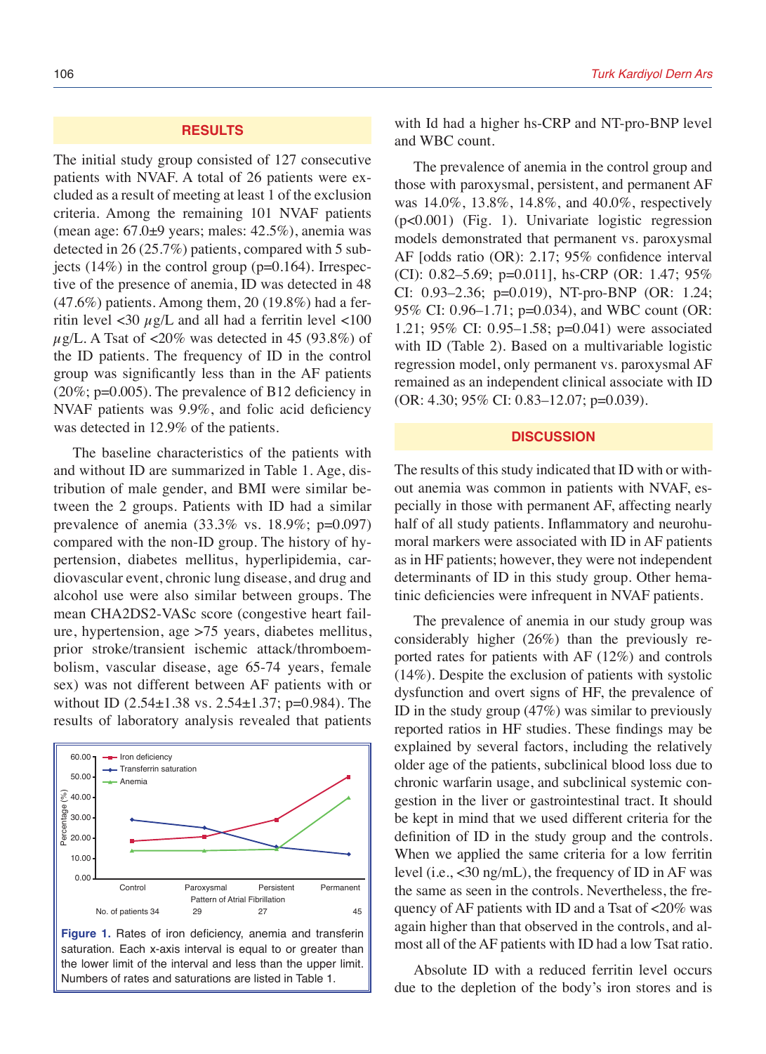## RESULTS

The initial study group consisted of 127 consecutive patients with NVAF. A total of 26 patients were excluded as a result of meeting at least 1 of the exclusion criteria. Among the remaining 101 NVAF patients (mean age: 67.0±9 years; males: 42.5%), anemia was detected in 26 (25.7%) patients, compared with 5 subjects (14%) in the control group (p=0.164). Irrespective of the presence of anemia, ID was detected in 48 (47.6%) patients. Among them, 20 (19.8%) had a ferritin level <30 $\mu$g/L and all had a ferritin level <100 $\mu$g/L. A Tsat of <20% was detected in 45 (93.8%) of the ID patients. The frequency of ID in the control group was significantly less than in the AF patients (20%; p=0.005). The prevalence of B12 deficiency in NVAF patients was 9.9%, and folic acid deficiency was detected in 12.9% of the patients.

The baseline characteristics of the patients with and without ID are summarized in Table 1. Age, distribution of male gender, and BMI were similar between the 2 groups. Patients with ID had a similar prevalence of anemia (33.3% vs. 18.9%; p=0.097) compared with the non-ID group. The history of hypertension, diabetes mellitus, hyperlipidemia, cardiovascular event, chronic lung disease, and drug and alcohol use were also similar between groups. The mean CHA2DS2-VASc score (congestive heart failure, hypertension, age >75 years, diabetes mellitus, prior stroke/transient ischemic attack/thromboembolism, vascular disease, age 65-74 years, female sex) was not different between AF patients with or without ID (2.54±1.38 vs. 2.54±1.37; p=0.984). The results of laboratory analysis revealed that patients with Id had a higher hs-CRP and NT-pro-BNP level and WBC count.

The prevalence of anemia in the control group and those with paroxysmal, persistent, and permanent AF was 14.0%, 13.8%, 14.8%, and 40.0%, respectively (p<0.001) (Fig. 1). Univariate logistic regression models demonstrated that permanent vs. paroxysmal AF [odds ratio (OR): 2.17; 95% confidence interval (CI): 0.82–5.69; p=0.011], hs-CRP (OR: 1.47; 95% CI: 0.93–2.36; p=0.019), NT-pro-BNP (OR: 1.24; 95% CI: 0.96–1.71; p=0.034), and WBC count (OR: 1.21; 95% CI: 0.95–1.58; p=0.041) were associated with ID (Table 2). Based on a multivariable logistic regression model, only permanent vs. paroxysmal AF remained as an independent clinical associate with ID (OR: 4.30; 95% CI: 0.83–12.07; p=0.039).

**Figure 1.** Rates of iron deficiency, anemia and transferin saturation. Each x-axis interval is equal to or greater than the lower limit of the interval and less than the upper limit. Numbers of rates and saturations are listed in Table 1.

## DISCUSSION

The results of this study indicated that ID with or without anemia was common in patients with NVAF, especially in those with permanent AF, affecting nearly half of all study patients. Inflammatory and neurohumoral markers were associated with ID in AF patients as in HF patients; however, they were not independent determinants of ID in this study group. Other hematinic deficiencies were infrequent in NVAF patients.

The prevalence of anemia in our study group was considerably higher (26%) than the previously reported rates for patients with AF (12%) and controls (14%). Despite the exclusion of patients with systolic dysfunction and overt signs of HF, the prevalence of ID in the study group (47%) was similar to previously reported ratios in HF studies. These findings may be explained by several factors, including the relatively older age of the patients, subclinical blood loss due to chronic warfarin usage, and subclinical systemic congestion in the liver or gastrointestinal tract. It should be kept in mind that we used different criteria for the definition of ID in the study group and the controls. Nevertheless, the frequency of ID in the study group and the controls. When we applied the same criteria for a low ferritin level (i.e., <30 ng/mL), the frequency of ID in AF was the same as seen in the controls. Nevertheless, the frequency of AF patients with ID and a Tsat of <20% was again higher than that observed in the controls, and almost all of the AF patients with ID had a low Tsat ratio.

Absolute ID with a reduced ferritin level occurs due to the depletion of the body's iron stores and is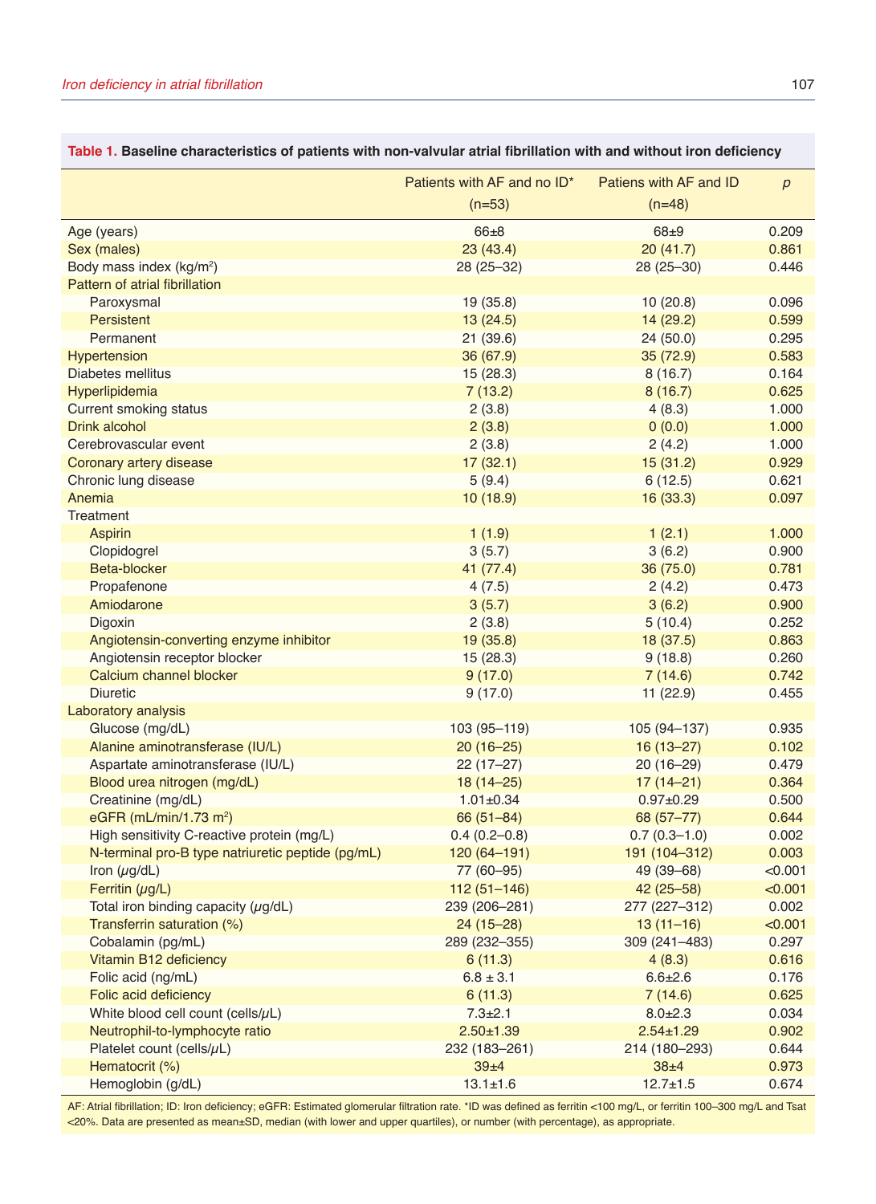**Table 1. Baseline characteristics of patients with non-valvular atrial fibrillation with and without iron deficiency**

| | Patients with AF and no ID* (n=53) | Patiens with AF and ID (n=48) | *p* |
|---|---|---|---|
| Age (years) | 66±8 | 68±9 | 0.209 |
| Sex (males) | 23 (43.4) | 20 (41.7) | 0.861 |
| Body mass index (kg/m$^2$) | 28 (25–32) | 28 (25–30) | 0.446 |
| Pattern of atrial fibrillation | | | |
| Paroxysmal | 19 (35.8) | 10 (20.8) | 0.096 |
| Persistent | 13 (24.5) | 14 (29.2) | 0.599 |
| Permanent | 21 (39.6) | 24 (50.0) | 0.295 |
| Hypertension | 36 (67.9) | 35 (72.9) | 0.583 |
| Diabetes mellitus | 15 (28.3) | 8 (16.7) | 0.164 |
| Hyperlipidemia | 7 (13.2) | 8 (16.7) | 0.625 |
| Current smoking status | 2 (3.8) | 4 (8.3) | 1.000 |
| Drink alcohol | 2 (3.8) | 0 (0.0) | 1.000 |
| Cerebrovascular event | 2 (3.8) | 2 (4.2) | 1.000 |
| Coronary artery disease | 17 (32.1) | 15 (31.2) | 0.929 |
| Chronic lung disease | 5 (9.4) | 6 (12.5) | 0.621 |
| Anemia | 10 (18.9) | 16 (33.3) | 0.097 |
| Treatment | | | |
| Aspirin | 1 (1.9) | 1 (2.1) | 1.000 |
| Clopidogrel | 3 (5.7) | 3 (6.2) | 0.900 |
| Beta-blocker | 41 (77.4) | 36 (75.0) | 0.781 |
| Propafenone | 4 (7.5) | 2 (4.2) | 0.473 |
| Amiodarone | 3 (5.7) | 3 (6.2) | 0.900 |
| Digoxin | 2 (3.8) | 5 (10.4) | 0.252 |
| Angiotensin-converting enzyme inhibitor | 19 (35.8) | 18 (37.5) | 0.863 |
| Angiotensin receptor blocker | 15 (28.3) | 9 (18.8) | 0.260 |
| Calcium channel blocker | 9 (17.0) | 7 (14.6) | 0.742 |
| Diuretic | 9 (17.0) | 11 (22.9) | 0.455 |
| Laboratory analysis | | | |
| Glucose (mg/dL) | 103 (95–119) | 105 (94–137) | 0.935 |
| Alanine aminotransferase (IU/L) | 20 (16–25) | 16 (13–27) | 0.102 |
| Aspartate aminotransferase (IU/L) | 22 (17–27) | 20 (16–29) | 0.479 |
| Blood urea nitrogen (mg/dL) | 18 (14–25) | 17 (14–21) | 0.364 |
| Creatinine (mg/dL) | 1.01±0.34 | 0.97±0.29 | 0.500 |
| eGFR (mL/min/1.73 m$^2$) | 66 (51–84) | 68 (57–77) | 0.644 |
| High sensitivity C-reactive protein (mg/L) | 0.4 (0.2–0.8) | 0.7 (0.3–1.0) | 0.002 |
| N-terminal pro-B type natriuretic peptide (pg/mL) | 120 (64–191) | 191 (104–312) | 0.003 |
| Iron ($\mu$g/dL) | 77 (60–95) | 49 (39–68) | <0.001 |
| Ferritin ($\mu$g/L) | 112 (51–146) | 42 (25–58) | <0.001 |
| Total iron binding capacity ($\mu$g/dL) | 239 (206–281) | 277 (227–312) | 0.002 |
| Transferrin saturation (%) | 24 (15–28) | 13 (11–16) | <0.001 |
| Cobalamin (pg/mL) | 289 (232–355) | 309 (241–483) | 0.297 |
| Vitamin B12 deficiency | 6 (11.3) | 4 (8.3) | 0.616 |
| Folic acid (ng/mL) | 6.8 ± 3.1 | 6.6±2.6 | 0.176 |
| Folic acid deficiency | 6 (11.3) | 7 (14.6) | 0.625 |
| White blood cell count (cells/$\mu$L) | 7.3±2.1 | 8.0±2.3 | 0.034 |
| Neutrophil-to-lymphocyte ratio | 2.50±1.39 | 2.54±1.29 | 0.902 |
| Platelet count (cells/$\mu$L) | 232 (183–261) | 214 (180–293) | 0.644 |
| Hematocrit (%) | 39±4 | 38±4 | 0.973 |
| Hemoglobin (g/dL) | 13.1±1.6 | 12.7±1.5 | 0.674 |

AF: Atrial fibrillation; ID: Iron deficiency; eGFR: Estimated glomerular filtration rate. *ID was defined as ferritin <100 mg/L, or ferritin 100–300 mg/L and Tsat <20%. Data are presented as mean±SD, median (with lower and upper quartiles), or number (with percentage), as appropriate.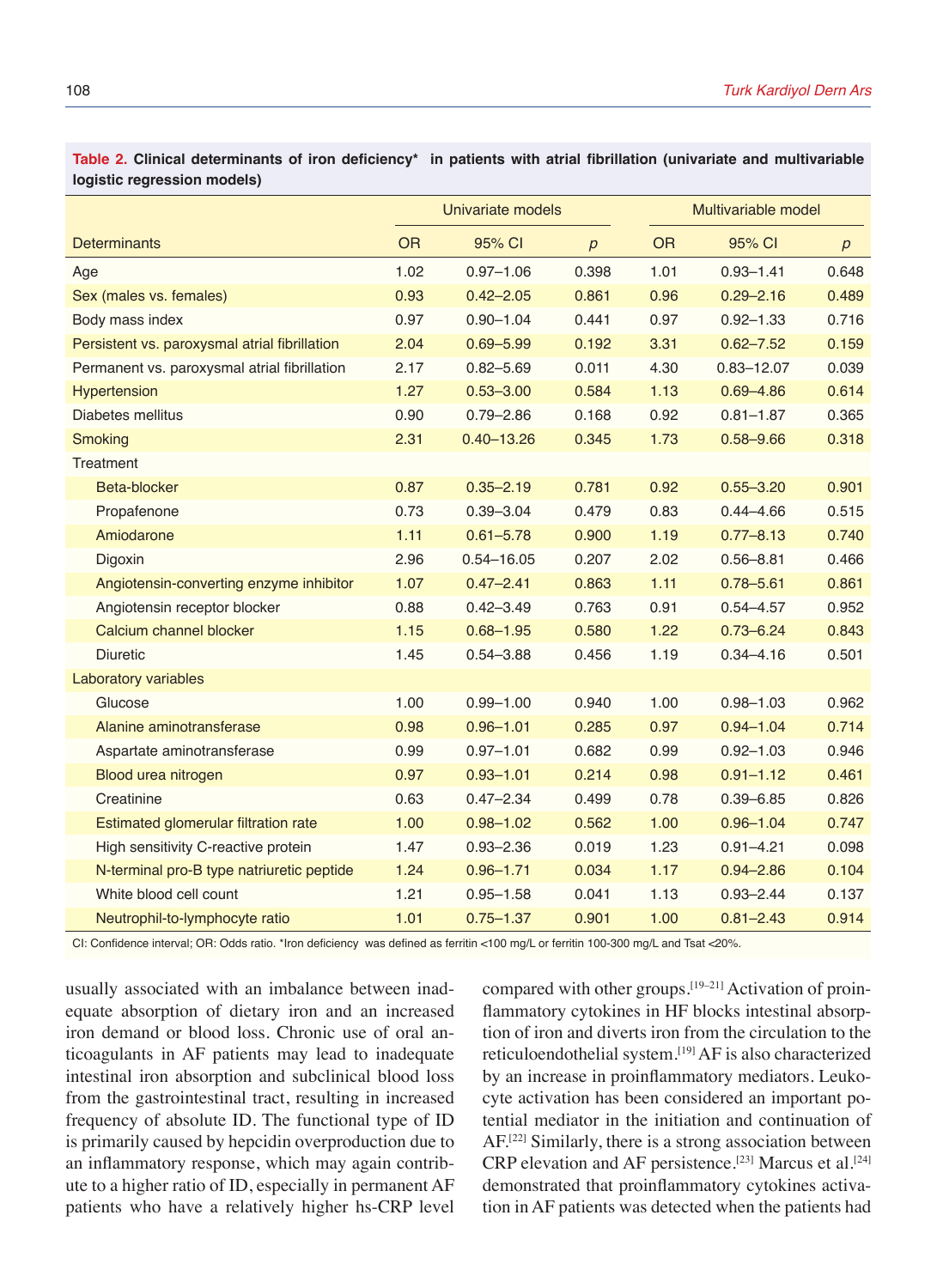**Table 2. Clinical determinants of iron deficiency* in patients with atrial fibrillation (univariate and multivariable logistic regression models)**

| Determinants | Univariate models | | | Multivariable model | | |
|---|---|---|---|---|---|---|
| | OR | 95% CI | *p* | OR | 95% CI | *p* |
| Age | 1.02 | 0.97–1.06 | 0.398 | 1.01 | 0.93–1.41 | 0.648 |
| Sex (males vs. females) | 0.93 | 0.42–2.05 | 0.861 | 0.96 | 0.29–2.16 | 0.489 |
| Body mass index | 0.97 | 0.90–1.04 | 0.441 | 0.97 | 0.92–1.33 | 0.716 |
| Persistent vs. paroxysmal atrial fibrillation | 2.04 | 0.69–5.99 | 0.192 | 3.31 | 0.62–7.52 | 0.159 |
| Permanent vs. paroxysmal atrial fibrillation | 2.17 | 0.82–5.69 | 0.011 | 4.30 | 0.83–12.07 | 0.039 |
| Hypertension | 1.27 | 0.53–3.00 | 0.584 | 1.13 | 0.69–4.86 | 0.614 |
| Diabetes mellitus | 0.90 | 0.79–2.86 | 0.168 | 0.92 | 0.81–1.87 | 0.365 |
| Smoking | 2.31 | 0.40–13.26 | 0.345 | 1.73 | 0.58–9.66 | 0.318 |
| Treatment | | | | | | |
| Beta-blocker | 0.87 | 0.35–2.19 | 0.781 | 0.92 | 0.55–3.20 | 0.901 |
| Propafenone | 0.73 | 0.39–3.04 | 0.479 | 0.83 | 0.44–4.66 | 0.515 |
| Amiodarone | 1.11 | 0.61–5.78 | 0.900 | 1.19 | 0.77–8.13 | 0.740 |
| Digoxin | 2.96 | 0.54–16.05 | 0.207 | 2.02 | 0.56–8.81 | 0.466 |
| Angiotensin-converting enzyme inhibitor | 1.07 | 0.47–2.41 | 0.863 | 1.11 | 0.78–5.61 | 0.861 |
| Angiotensin receptor blocker | 0.88 | 0.42–3.49 | 0.763 | 0.91 | 0.54–4.57 | 0.952 |
| Calcium channel blocker | 1.15 | 0.68–1.95 | 0.580 | 1.22 | 0.73–6.24 | 0.843 |
| Diuretic | 1.45 | 0.54–3.88 | 0.456 | 1.19 | 0.34–4.16 | 0.501 |
| Laboratory variables | | | | | | |
| Glucose | 1.00 | 0.99–1.00 | 0.940 | 1.00 | 0.98–1.03 | 0.962 |
| Alanine aminotransferase | 0.98 | 0.96–1.01 | 0.285 | 0.97 | 0.94–1.04 | 0.714 |
| Aspartate aminotransferase | 0.99 | 0.97–1.01 | 0.682 | 0.99 | 0.92–1.03 | 0.946 |
| Blood urea nitrogen | 0.97 | 0.93–1.01 | 0.214 | 0.98 | 0.91–1.12 | 0.461 |
| Creatinine | 0.63 | 0.47–2.34 | 0.499 | 0.78 | 0.39–6.85 | 0.826 |
| Estimated glomerular filtration rate | 1.00 | 0.98–1.02 | 0.562 | 1.00 | 0.96–1.04 | 0.747 |
| High sensitivity C-reactive protein | 1.47 | 0.93–2.36 | 0.019 | 1.23 | 0.91–4.21 | 0.098 |
| N-terminal pro-B type natriuretic peptide | 1.24 | 0.96–1.71 | 0.034 | 1.17 | 0.94–2.86 | 0.104 |
| White blood cell count | 1.21 | 0.95–1.58 | 0.041 | 1.13 | 0.93–2.44 | 0.137 |
| Neutrophil-to-lymphocyte ratio | 1.01 | 0.75–1.37 | 0.901 | 1.00 | 0.81–2.43 | 0.914 |

CI: Confidence interval; OR: Odds ratio. *Iron deficiency was defined as ferritin <100 mg/L or ferritin 100-300 mg/L and Tsat <20%.

usually associated with an imbalance between inadequate absorption of dietary iron and an increased iron demand or blood loss. Chronic use of oral anticoagulants in AF patients may lead to inadequate intestinal iron absorption and subclinical blood loss from the gastrointestinal tract, resulting in increased frequency of absolute ID. The functional type of ID is primarily caused by hepcidin overproduction due to an inflammatory response, which may again contribute to a higher ratio of ID, especially in permanent AF patients who have a relatively higher hs-CRP level compared with other groups.[19–21] Activation of proinflammatory cytokines in HF blocks intestinal absorption of iron and diverts iron from the circulation to the reticuloendothelial system.[19] AF is also characterized by an increase in proinflammatory mediators. Leukocyte activation has been considered an important potential mediator in the initiation and continuation of AF.[22] Similarly, there is a strong association between CRP elevation and AF persistence.[23] Marcus et al.[24] demonstrated that proinflammatory cytokines activation in AF patients was detected when the patients had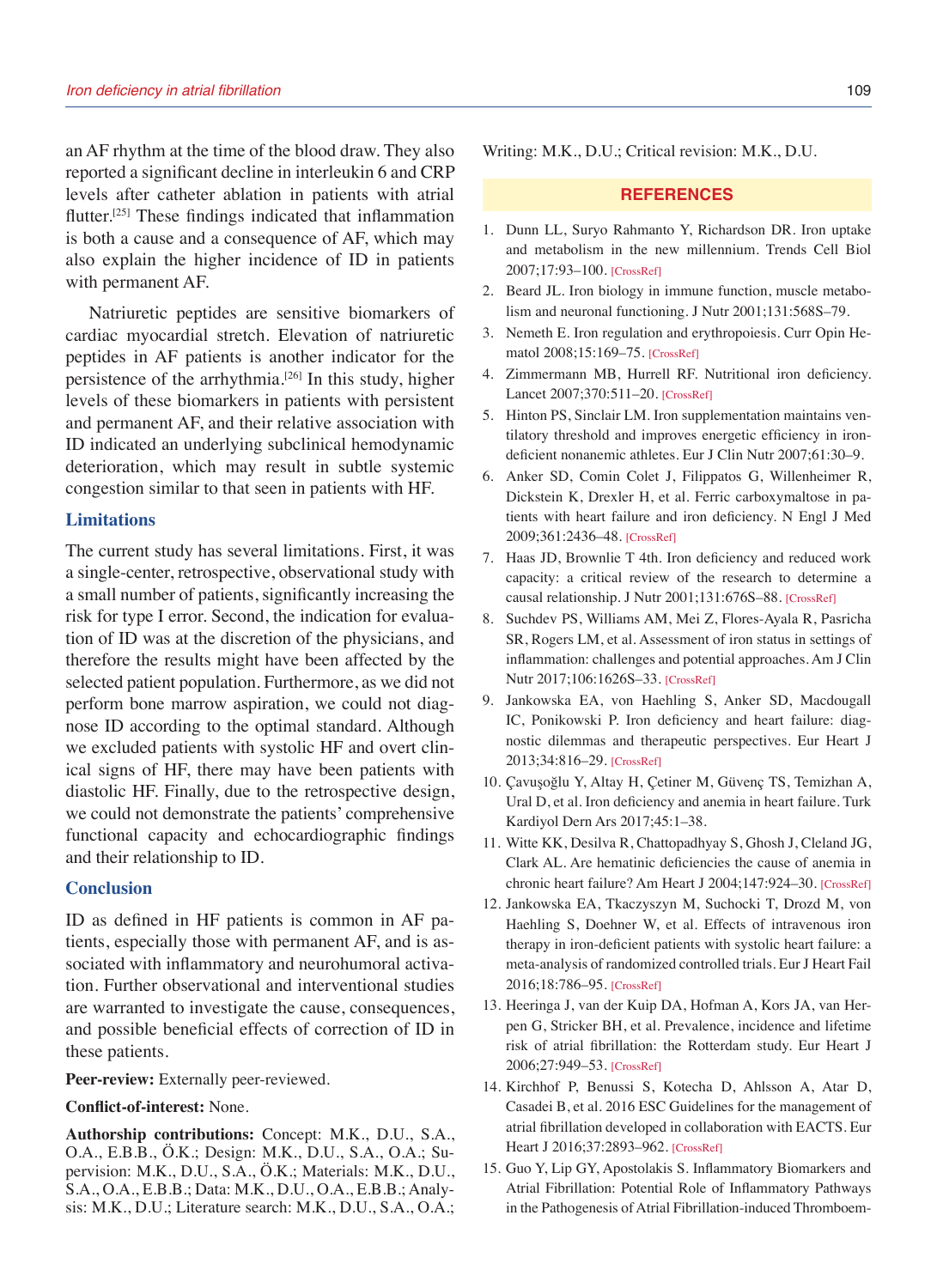an AF rhythm at the time of the blood draw. They also reported a significant decline in interleukin 6 and CRP levels after catheter ablation in patients with atrial flutter.[25] These findings indicated that inflammation is both a cause and a consequence of AF, which may also explain the higher incidence of ID in patients with permanent AF.

Natriuretic peptides are sensitive biomarkers of cardiac myocardial stretch. Elevation of natriuretic peptides in AF patients is another indicator for the persistence of the arrhythmia.[26] In this study, higher levels of these biomarkers in patients with persistent and permanent AF, and their relative association with ID indicated an underlying subclinical hemodynamic deterioration, which may result in subtle systemic congestion similar to that seen in patients with HF.

## Limitations

The current study has several limitations. First, it was a single-center, retrospective, observational study with a small number of patients, significantly increasing the risk for type I error. Second, the indication for evaluation of ID was at the discretion of the physicians, and therefore the results might have been affected by the selected patient population. Furthermore, as we did not perform bone marrow aspiration, we could not diagnose ID according to the optimal standard. Although we excluded patients with systolic HF and overt clinical signs of HF, there may have been patients with diastolic HF. Finally, due to the retrospective design, we could not demonstrate the patients' comprehensive functional capacity and echocardiographic findings and their relationship to ID.

## Conclusion

ID as defined in HF patients is common in AF patients, especially those with permanent AF, and is associated with inflammatory and neurohumoral activation. Further observational and interventional studies are warranted to investigate the cause, consequences, and possible beneficial effects of correction of ID in these patients.

**Peer-review:** Externally peer-reviewed.

**Conflict-of-interest:** None.

**Authorship contributions:** Concept: M.K., D.U., S.A., O.A., E.B.B., Ö.K.; Design: M.K., D.U., S.A., O.A.; Supervision: M.K., D.U., S.A., Ö.K.; Materials: M.K., D.U., S.A., O.A., E.B.B.; Data: M.K., D.U., O.A., E.B.B.; Analysis: M.K., D.U.; Literature search: M.K., D.U., S.A., O.A.; Writing: M.K., D.U.; Critical revision: M.K., D.U.

## REFERENCES

1. Dunn LL, Suryo Rahmanto Y, Richardson DR. Iron uptake and metabolism in the new millennium. Trends Cell Biol 2007;17:93–100. [CrossRef]
2. Beard JL. Iron biology in immune function, muscle metabolism and neuronal functioning. J Nutr 2001;131:568S–79.
3. Nemeth E. Iron regulation and erythropoiesis. Curr Opin Hematol 2008;15:169–75. [CrossRef]
4. Zimmermann MB, Hurrell RF. Nutritional iron deficiency. Lancet 2007;370:511–20. [CrossRef]
5. Hinton PS, Sinclair LM. Iron supplementation maintains ventilatory threshold and improves energetic efficiency in iron-deficient nonanemic athletes. Eur J Clin Nutr 2007;61:30–9.
6. Anker SD, Comin Colet J, Filippatos G, Willenheimer R, Dickstein K, Drexler H, et al. Ferric carboxymaltose in patients with heart failure and iron deficiency. N Engl J Med 2009;361:2436–48. [CrossRef]
7. Haas JD, Brownlie T 4th. Iron deficiency and reduced work capacity: a critical review of the research to determine a causal relationship. J Nutr 2001;131:676S–88. [CrossRef]
8. Suchdev PS, Williams AM, Mei Z, Flores-Ayala R, Pasricha SR, Rogers LM, et al. Assessment of iron status in settings of inflammation: challenges and potential approaches. Am J Clin Nutr 2017;106:1626S–33. [CrossRef]
9. Jankowska EA, von Haehling S, Anker SD, Macdougall IC, Ponikowski P. Iron deficiency and heart failure: diagnostic dilemmas and therapeutic perspectives. Eur Heart J 2013;34:816–29. [CrossRef]
10. Çavuşoğlu Y, Altay H, Çetiner M, Güvenç TS, Temizhan A, Ural D, et al. Iron deficiency and anemia in heart failure. Turk Kardiyol Dern Ars 2017;45:1–38.
11. Witte KK, Desilva R, Chattopadhyay S, Ghosh J, Cleland JG, Clark AL. Are hematinic deficiencies the cause of anemia in chronic heart failure? Am Heart J 2004;147:924–30. [CrossRef]
12. Jankowska EA, Tkaczyszyn M, Suchocki T, Drozd M, von Haehling S, Doehner W, et al. Effects of intravenous iron therapy in iron-deficient patients with systolic heart failure: a meta-analysis of randomized controlled trials. Eur J Heart Fail 2016;18:786–95. [CrossRef]
13. Heeringa J, van der Kuip DA, Hofman A, Kors JA, van Herpen G, Stricker BH, et al. Prevalence, incidence and lifetime risk of atrial fibrillation: the Rotterdam study. Eur Heart J 2006;27:949–53. [CrossRef]
14. Kirchhof P, Benussi S, Kotecha D, Ahlsson A, Atar D, Casadei B, et al. 2016 ESC Guidelines for the management of atrial fibrillation developed in collaboration with EACTS. Eur Heart J 2016;37:2893–962. [CrossRef]
15. Guo Y, Lip GY, Apostolakis S. Inflammatory Biomarkers and Atrial Fibrillation: Potential Role of Inflammatory Pathways in the Pathogenesis of Atrial Fibrillation-induced Thromboem-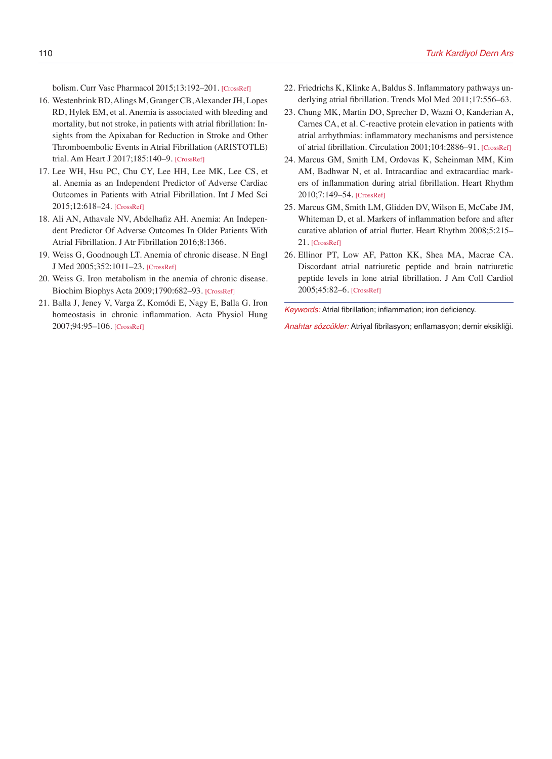bolism. Curr Vasc Pharmacol 2015;13:192–201. [CrossRef]

16. Westenbrink BD, Alings M, Granger CB, Alexander JH, Lopes RD, Hylek EM, et al. Anemia is associated with bleeding and mortality, but not stroke, in patients with atrial fibrillation: Insights from the Apixaban for Reduction in Stroke and Other Thromboembolic Events in Atrial Fibrillation (ARISTOTLE) trial. Am Heart J 2017;185:140–9. [CrossRef]
17. Lee WH, Hsu PC, Chu CY, Lee HH, Lee MK, Lee CS, et al. Anemia as an Independent Predictor of Adverse Cardiac Outcomes in Patients with Atrial Fibrillation. Int J Med Sci 2015;12:618–24. [CrossRef]
18. Ali AN, Athavale NV, Abdelhafiz AH. Anemia: An Independent Predictor Of Adverse Outcomes In Older Patients With Atrial Fibrillation. J Atr Fibrillation 2016;8:1366.
19. Weiss G, Goodnough LT. Anemia of chronic disease. N Engl J Med 2005;352:1011–23. [CrossRef]
20. Weiss G. Iron metabolism in the anemia of chronic disease. Biochim Biophys Acta 2009;1790:682–93. [CrossRef]
21. Balla J, Jeney V, Varga Z, Komódi E, Nagy E, Balla G. Iron homeostasis in chronic inflammation. Acta Physiol Hung 2007;94:95–106. [CrossRef]
22. Friedrichs K, Klinke A, Baldus S. Inflammatory pathways underlying atrial fibrillation. Trends Mol Med 2011;17:556–63.
23. Chung MK, Martin DO, Sprecher D, Wazni O, Kanderian A, Carnes CA, et al. C-reactive protein elevation in patients with atrial arrhythmias: inflammatory mechanisms and persistence of atrial fibrillation. Circulation 2001;104:2886–91. [CrossRef]
24. Marcus GM, Smith LM, Ordovas K, Scheinman MM, Kim AM, Badhwar N, et al. Intracardiac and extracardiac markers of inflammation during atrial fibrillation. Heart Rhythm 2010;7:149–54. [CrossRef]
25. Marcus GM, Smith LM, Glidden DV, Wilson E, McCabe JM, Whiteman D, et al. Markers of inflammation before and after curative ablation of atrial flutter. Heart Rhythm 2008;5:215–21. [CrossRef]
26. Ellinor PT, Low AF, Patton KK, Shea MA, Macrae CA. Discordant atrial natriuretic peptide and brain natriuretic peptide levels in lone atrial fibrillation. J Am Coll Cardiol 2005;45:82–6. [CrossRef]

*Keywords:* Atrial fibrillation; inflammation; iron deficiency.

*Anahtar sözcükler:* Atriyal fibrilasyon; enflamasyon; demir eksikliği.